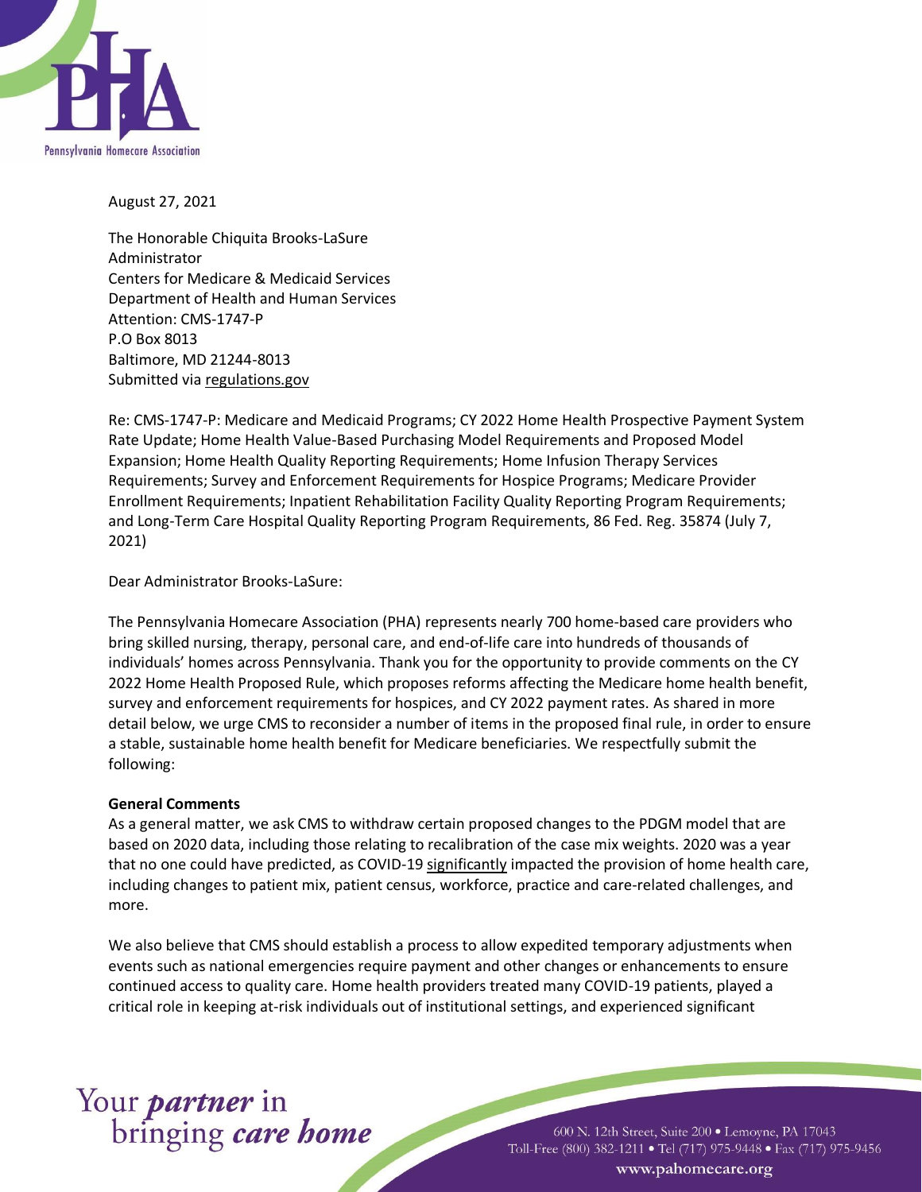August 27, 2021

The Honorable Chiquita Brooks-LaSure
Administrator
Centers for Medicare & Medicaid Services
Department of Health and Human Services
Attention: CMS-1747-P
P.O Box 8013
Baltimore, MD 21244-8013
Submitted via regulations.gov

Re: CMS-1747-P: Medicare and Medicaid Programs; CY 2022 Home Health Prospective Payment System Rate Update; Home Health Value-Based Purchasing Model Requirements and Proposed Model Expansion; Home Health Quality Reporting Requirements; Home Infusion Therapy Services Requirements; Survey and Enforcement Requirements for Hospice Programs; Medicare Provider Enrollment Requirements; Inpatient Rehabilitation Facility Quality Reporting Program Requirements; and Long-Term Care Hospital Quality Reporting Program Requirements, 86 Fed. Reg. 35874 (July 7, 2021)

Dear Administrator Brooks-LaSure:

The Pennsylvania Homecare Association (PHA) represents nearly 700 home-based care providers who bring skilled nursing, therapy, personal care, and end-of-life care into hundreds of thousands of individuals' homes across Pennsylvania. Thank you for the opportunity to provide comments on the CY 2022 Home Health Proposed Rule, which proposes reforms affecting the Medicare home health benefit, survey and enforcement requirements for hospices, and CY 2022 payment rates. As shared in more detail below, we urge CMS to reconsider a number of items in the proposed final rule, in order to ensure a stable, sustainable home health benefit for Medicare beneficiaries. We respectfully submit the following:

**General Comments**

As a general matter, we ask CMS to withdraw certain proposed changes to the PDGM model that are based on 2020 data, including those relating to recalibration of the case mix weights. 2020 was a year that no one could have predicted, as COVID-19 significantly impacted the provision of home health care, including changes to patient mix, patient census, workforce, practice and care-related challenges, and more.

We also believe that CMS should establish a process to allow expedited temporary adjustments when events such as national emergencies require payment and other changes or enhancements to ensure continued access to quality care. Home health providers treated many COVID-19 patients, played a critical role in keeping at-risk individuals out of institutional settings, and experienced significant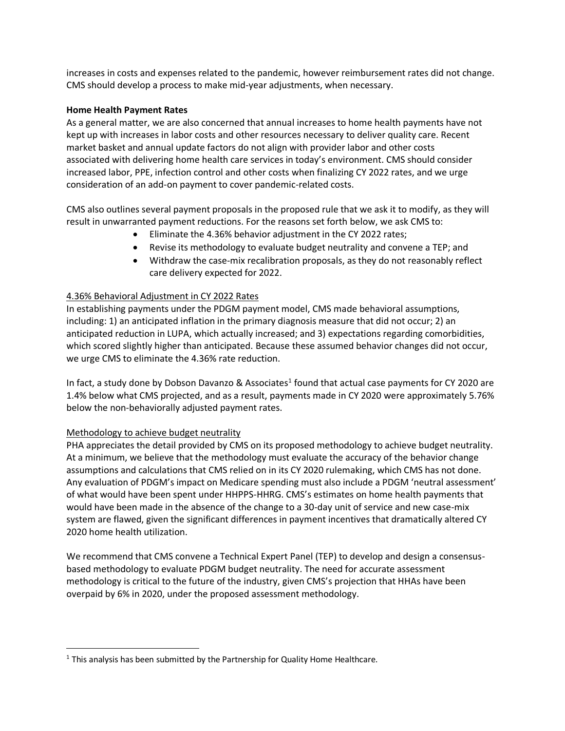increases in costs and expenses related to the pandemic, however reimbursement rates did not change. CMS should develop a process to make mid-year adjustments, when necessary.

**Home Health Payment Rates**

As a general matter, we are also concerned that annual increases to home health payments have not kept up with increases in labor costs and other resources necessary to deliver quality care. Recent market basket and annual update factors do not align with provider labor and other costs associated with delivering home health care services in today's environment. CMS should consider increased labor, PPE, infection control and other costs when finalizing CY 2022 rates, and we urge consideration of an add-on payment to cover pandemic-related costs.

CMS also outlines several payment proposals in the proposed rule that we ask it to modify, as they will result in unwarranted payment reductions. For the reasons set forth below, we ask CMS to:

- Eliminate the 4.36% behavior adjustment in the CY 2022 rates;
- Revise its methodology to evaluate budget neutrality and convene a TEP; and
- Withdraw the case-mix recalibration proposals, as they do not reasonably reflect care delivery expected for 2022.

4.36% Behavioral Adjustment in CY 2022 Rates

In establishing payments under the PDGM payment model, CMS made behavioral assumptions, including: 1) an anticipated inflation in the primary diagnosis measure that did not occur; 2) an anticipated reduction in LUPA, which actually increased; and 3) expectations regarding comorbidities, which scored slightly higher than anticipated. Because these assumed behavior changes did not occur, we urge CMS to eliminate the 4.36% rate reduction.

In fact, a study done by Dobson Davanzo & Associates[1] found that actual case payments for CY 2020 are 1.4% below what CMS projected, and as a result, payments made in CY 2020 were approximately 5.76% below the non-behaviorally adjusted payment rates.

Methodology to achieve budget neutrality

PHA appreciates the detail provided by CMS on its proposed methodology to achieve budget neutrality. At a minimum, we believe that the methodology must evaluate the accuracy of the behavior change assumptions and calculations that CMS relied on in its CY 2020 rulemaking, which CMS has not done. Any evaluation of PDGM's impact on Medicare spending must also include a PDGM 'neutral assessment' of what would have been spent under HHPPS-HHRG. CMS's estimates on home health payments that would have been made in the absence of the change to a 30-day unit of service and new case-mix system are flawed, given the significant differences in payment incentives that dramatically altered CY 2020 home health utilization.

We recommend that CMS convene a Technical Expert Panel (TEP) to develop and design a consensus-based methodology to evaluate PDGM budget neutrality. The need for accurate assessment methodology is critical to the future of the industry, given CMS's projection that HHAs have been overpaid by 6% in 2020, under the proposed assessment methodology.

[1] This analysis has been submitted by the Partnership for Quality Home Healthcare.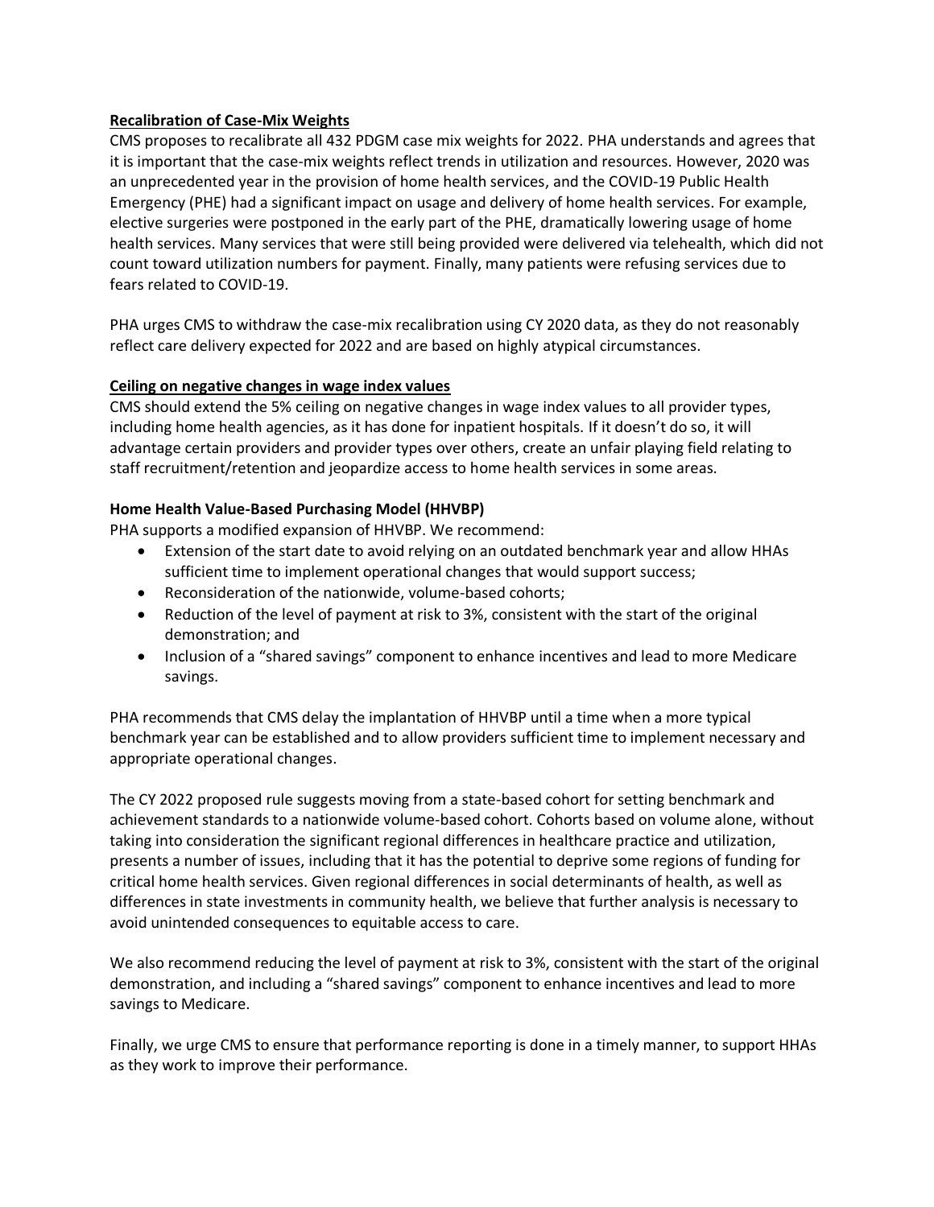**Recalibration of Case-Mix Weights**

CMS proposes to recalibrate all 432 PDGM case mix weights for 2022. PHA understands and agrees that it is important that the case-mix weights reflect trends in utilization and resources. However, 2020 was an unprecedented year in the provision of home health services, and the COVID-19 Public Health Emergency (PHE) had a significant impact on usage and delivery of home health services. For example, elective surgeries were postponed in the early part of the PHE, dramatically lowering usage of home health services. Many services that were still being provided were delivered via telehealth, which did not count toward utilization numbers for payment. Finally, many patients were refusing services due to fears related to COVID-19.

PHA urges CMS to withdraw the case-mix recalibration using CY 2020 data, as they do not reasonably reflect care delivery expected for 2022 and are based on highly atypical circumstances.

**Ceiling on negative changes in wage index values**

CMS should extend the 5% ceiling on negative changes in wage index values to all provider types, including home health agencies, as it has done for inpatient hospitals. If it doesn't do so, it will advantage certain providers and provider types over others, create an unfair playing field relating to staff recruitment/retention and jeopardize access to home health services in some areas.

**Home Health Value-Based Purchasing Model (HHVBP)**

PHA supports a modified expansion of HHVBP. We recommend:

- Extension of the start date to avoid relying on an outdated benchmark year and allow HHAs sufficient time to implement operational changes that would support success;
- Reconsideration of the nationwide, volume-based cohorts;
- Reduction of the level of payment at risk to 3%, consistent with the start of the original demonstration; and
- Inclusion of a "shared savings" component to enhance incentives and lead to more Medicare savings.

PHA recommends that CMS delay the implantation of HHVBP until a time when a more typical benchmark year can be established and to allow providers sufficient time to implement necessary and appropriate operational changes.

The CY 2022 proposed rule suggests moving from a state-based cohort for setting benchmark and achievement standards to a nationwide volume-based cohort. Cohorts based on volume alone, without taking into consideration the significant regional differences in healthcare practice and utilization, presents a number of issues, including that it has the potential to deprive some regions of funding for critical home health services. Given regional differences in social determinants of health, as well as differences in state investments in community health, we believe that further analysis is necessary to avoid unintended consequences to equitable access to care.

We also recommend reducing the level of payment at risk to 3%, consistent with the start of the original demonstration, and including a "shared savings" component to enhance incentives and lead to more savings to Medicare.

Finally, we urge CMS to ensure that performance reporting is done in a timely manner, to support HHAs as they work to improve their performance.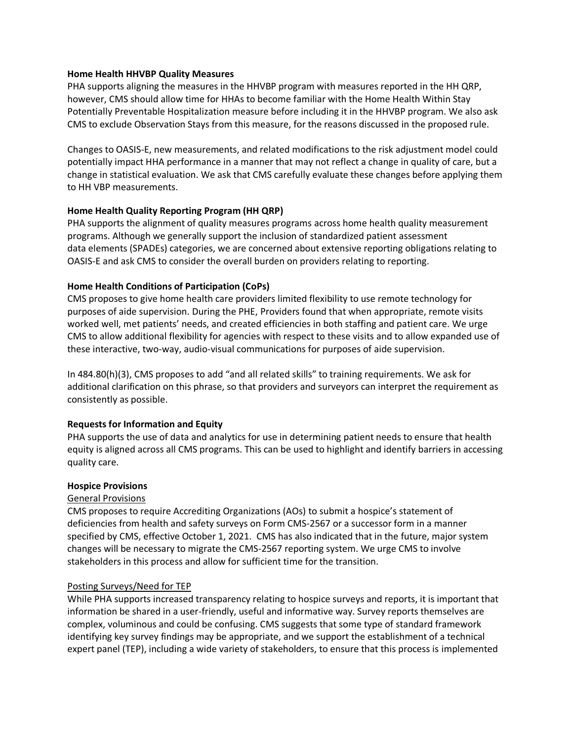**Home Health HHVBP Quality Measures**

PHA supports aligning the measures in the HHVBP program with measures reported in the HH QRP, however, CMS should allow time for HHAs to become familiar with the Home Health Within Stay Potentially Preventable Hospitalization measure before including it in the HHVBP program. We also ask CMS to exclude Observation Stays from this measure, for the reasons discussed in the proposed rule.

Changes to OASIS-E, new measurements, and related modifications to the risk adjustment model could potentially impact HHA performance in a manner that may not reflect a change in quality of care, but a change in statistical evaluation. We ask that CMS carefully evaluate these changes before applying them to HH VBP measurements.

**Home Health Quality Reporting Program (HH QRP)**

PHA supports the alignment of quality measures programs across home health quality measurement programs. Although we generally support the inclusion of standardized patient assessment data elements (SPADEs) categories, we are concerned about extensive reporting obligations relating to OASIS-E and ask CMS to consider the overall burden on providers relating to reporting.

**Home Health Conditions of Participation (CoPs)**

CMS proposes to give home health care providers limited flexibility to use remote technology for purposes of aide supervision. During the PHE, Providers found that when appropriate, remote visits worked well, met patients' needs, and created efficiencies in both staffing and patient care. We urge CMS to allow additional flexibility for agencies with respect to these visits and to allow expanded use of these interactive, two-way, audio-visual communications for purposes of aide supervision.

In 484.80(h)(3), CMS proposes to add "and all related skills" to training requirements. We ask for additional clarification on this phrase, so that providers and surveyors can interpret the requirement as consistently as possible.

**Requests for Information and Equity**

PHA supports the use of data and analytics for use in determining patient needs to ensure that health equity is aligned across all CMS programs. This can be used to highlight and identify barriers in accessing quality care.

**Hospice Provisions**

General Provisions

CMS proposes to require Accrediting Organizations (AOs) to submit a hospice's statement of deficiencies from health and safety surveys on Form CMS-2567 or a successor form in a manner specified by CMS, effective October 1, 2021. CMS has also indicated that in the future, major system changes will be necessary to migrate the CMS-2567 reporting system. We urge CMS to involve stakeholders in this process and allow for sufficient time for the transition.

Posting Surveys/Need for TEP

While PHA supports increased transparency relating to hospice surveys and reports, it is important that information be shared in a user-friendly, useful and informative way. Survey reports themselves are complex, voluminous and could be confusing. CMS suggests that some type of standard framework identifying key survey findings may be appropriate, and we support the establishment of a technical expert panel (TEP), including a wide variety of stakeholders, to ensure that this process is implemented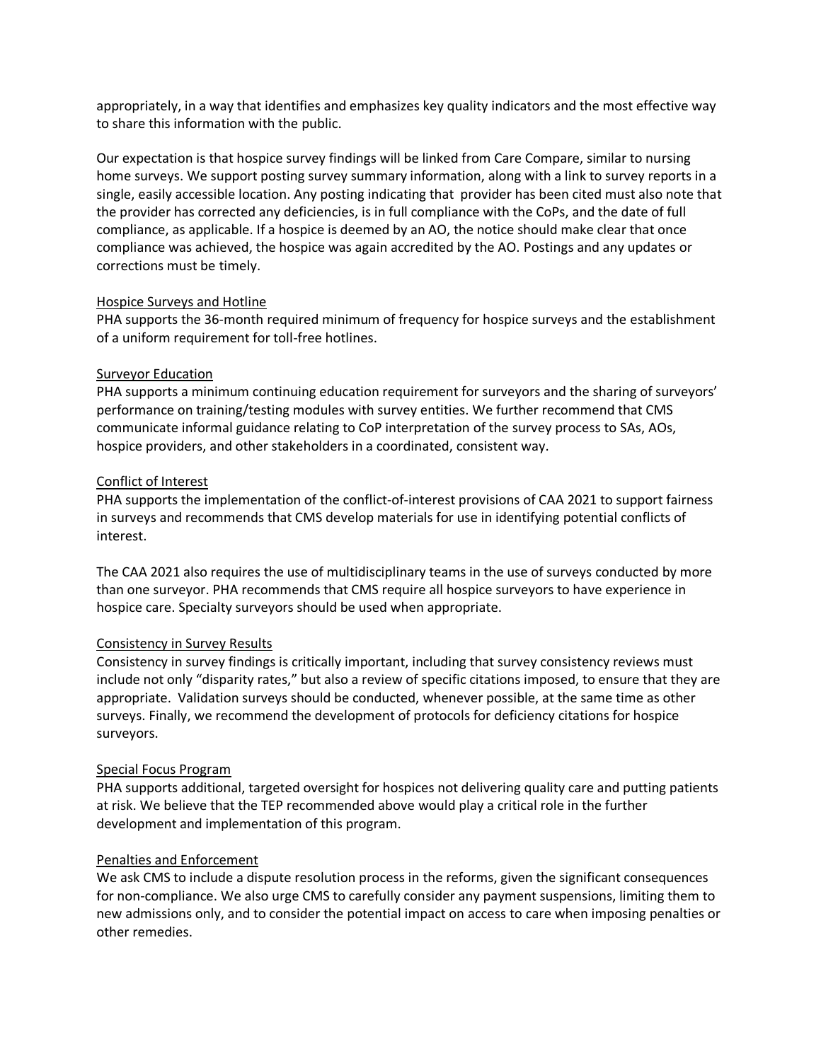appropriately, in a way that identifies and emphasizes key quality indicators and the most effective way to share this information with the public.

Our expectation is that hospice survey findings will be linked from Care Compare, similar to nursing home surveys. We support posting survey summary information, along with a link to survey reports in a single, easily accessible location. Any posting indicating that provider has been cited must also note that the provider has corrected any deficiencies, is in full compliance with the CoPs, and the date of full compliance, as applicable. If a hospice is deemed by an AO, the notice should make clear that once compliance was achieved, the hospice was again accredited by the AO. Postings and any updates or corrections must be timely.

<u>Hospice Surveys and Hotline</u>
PHA supports the 36-month required minimum of frequency for hospice surveys and the establishment of a uniform requirement for toll-free hotlines.

<u>Surveyor Education</u>
PHA supports a minimum continuing education requirement for surveyors and the sharing of surveyors' performance on training/testing modules with survey entities. We further recommend that CMS communicate informal guidance relating to CoP interpretation of the survey process to SAs, AOs, hospice providers, and other stakeholders in a coordinated, consistent way.

<u>Conflict of Interest</u>
PHA supports the implementation of the conflict-of-interest provisions of CAA 2021 to support fairness in surveys and recommends that CMS develop materials for use in identifying potential conflicts of interest.

The CAA 2021 also requires the use of multidisciplinary teams in the use of surveys conducted by more than one surveyor. PHA recommends that CMS require all hospice surveyors to have experience in hospice care. Specialty surveyors should be used when appropriate.

<u>Consistency in Survey Results</u>
Consistency in survey findings is critically important, including that survey consistency reviews must include not only "disparity rates," but also a review of specific citations imposed, to ensure that they are appropriate. Validation surveys should be conducted, whenever possible, at the same time as other surveys. Finally, we recommend the development of protocols for deficiency citations for hospice surveyors.

<u>Special Focus Program</u>
PHA supports additional, targeted oversight for hospices not delivering quality care and putting patients at risk. We believe that the TEP recommended above would play a critical role in the further development and implementation of this program.

<u>Penalties and Enforcement</u>
We ask CMS to include a dispute resolution process in the reforms, given the significant consequences for non-compliance. We also urge CMS to carefully consider any payment suspensions, limiting them to new admissions only, and to consider the potential impact on access to care when imposing penalties or other remedies.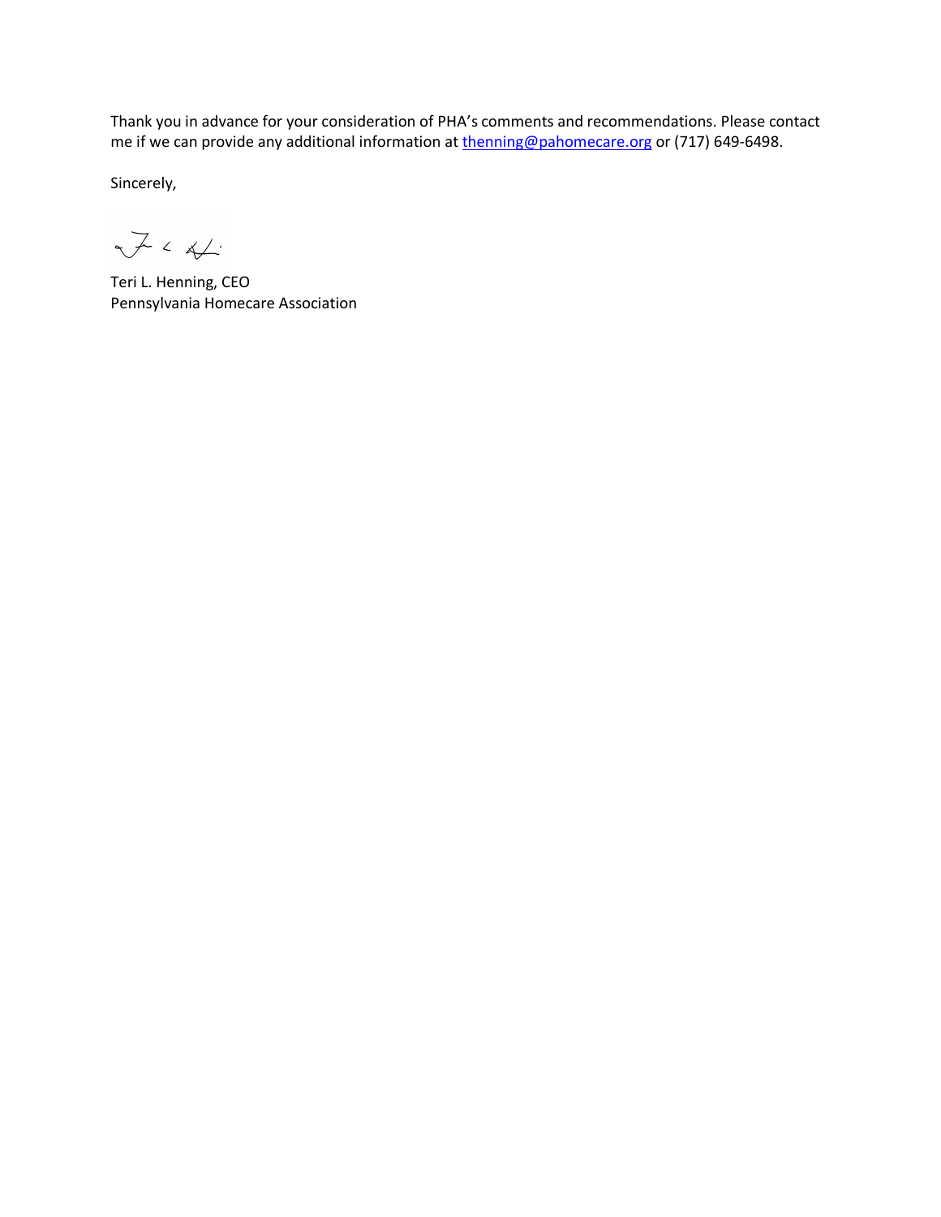Thank you in advance for your consideration of PHA's comments and recommendations. Please contact me if we can provide any additional information at thenning@pahomecare.org or (717) 649-6498.

Sincerely,

Teri L. Henning, CEO
Pennsylvania Homecare Association